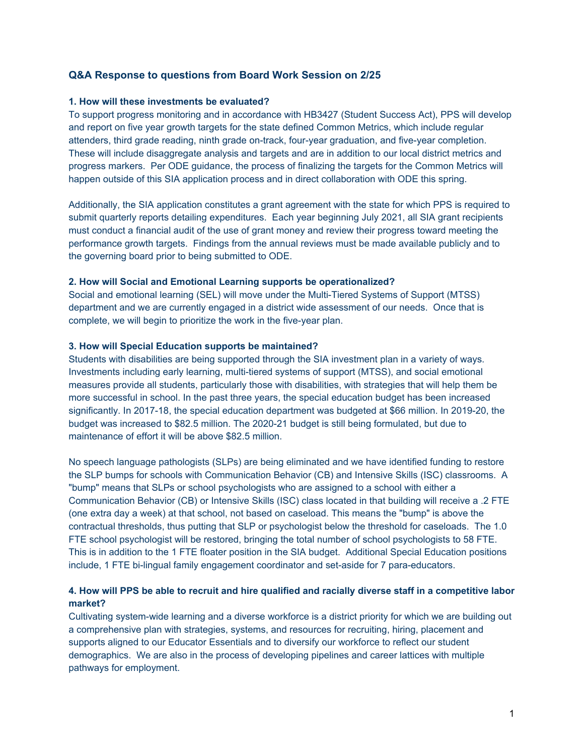## Q&A Response to questions from Board Work Session on 2/25

**1. How will these investments be evaluated?**

To support progress monitoring and in accordance with HB3427 (Student Success Act), PPS will develop and report on five year growth targets for the state defined Common Metrics, which include regular attenders, third grade reading, ninth grade on-track, four-year graduation, and five-year completion. These will include disaggregate analysis and targets and are in addition to our local district metrics and progress markers. Per ODE guidance, the process of finalizing the targets for the Common Metrics will happen outside of this SIA application process and in direct collaboration with ODE this spring.

Additionally, the SIA application constitutes a grant agreement with the state for which PPS is required to submit quarterly reports detailing expenditures. Each year beginning July 2021, all SIA grant recipients must conduct a financial audit of the use of grant money and review their progress toward meeting the performance growth targets. Findings from the annual reviews must be made available publicly and to the governing board prior to being submitted to ODE.

**2. How will Social and Emotional Learning supports be operationalized?**

Social and emotional learning (SEL) will move under the Multi-Tiered Systems of Support (MTSS) department and we are currently engaged in a district wide assessment of our needs. Once that is complete, we will begin to prioritize the work in the five-year plan.

**3. How will Special Education supports be maintained?**

Students with disabilities are being supported through the SIA investment plan in a variety of ways. Investments including early learning, multi-tiered systems of support (MTSS), and social emotional measures provide all students, particularly those with disabilities, with strategies that will help them be more successful in school. In the past three years, the special education budget has been increased significantly. In 2017-18, the special education department was budgeted at $66 million. In 2019-20, the budget was increased to $82.5 million. The 2020-21 budget is still being formulated, but due to maintenance of effort it will be above $82.5 million.

No speech language pathologists (SLPs) are being eliminated and we have identified funding to restore the SLP bumps for schools with Communication Behavior (CB) and Intensive Skills (ISC) classrooms. A "bump" means that SLPs or school psychologists who are assigned to a school with either a Communication Behavior (CB) or Intensive Skills (ISC) class located in that building will receive a .2 FTE (one extra day a week) at that school, not based on caseload. This means the "bump" is above the contractual thresholds, thus putting that SLP or psychologist below the threshold for caseloads. The 1.0 FTE school psychologist will be restored, bringing the total number of school psychologists to 58 FTE. This is in addition to the 1 FTE floater position in the SIA budget. Additional Special Education positions include, 1 FTE bi-lingual family engagement coordinator and set-aside for 7 para-educators.

**4. How will PPS be able to recruit and hire qualified and racially diverse staff in a competitive labor market?**

Cultivating system-wide learning and a diverse workforce is a district priority for which we are building out a comprehensive plan with strategies, systems, and resources for recruiting, hiring, placement and supports aligned to our Educator Essentials and to diversify our workforce to reflect our student demographics. We are also in the process of developing pipelines and career lattices with multiple pathways for employment.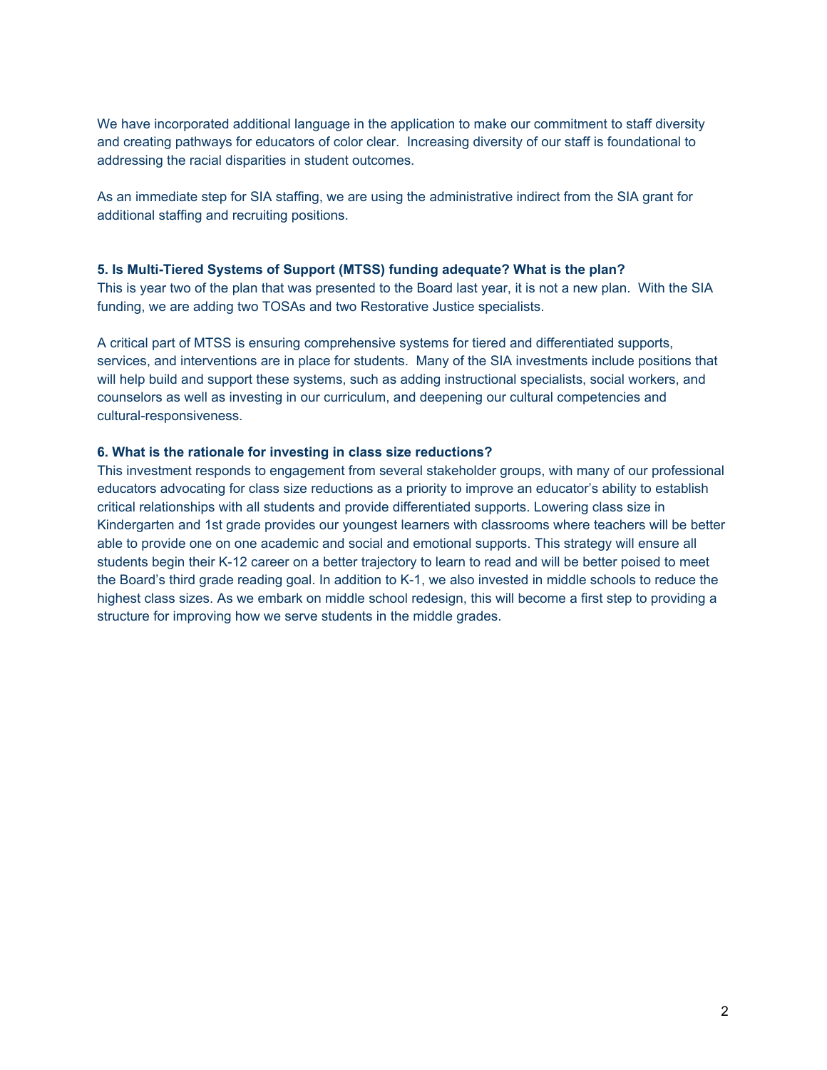We have incorporated additional language in the application to make our commitment to staff diversity and creating pathways for educators of color clear. Increasing diversity of our staff is foundational to addressing the racial disparities in student outcomes.

As an immediate step for SIA staffing, we are using the administrative indirect from the SIA grant for additional staffing and recruiting positions.

**5. Is Multi-Tiered Systems of Support (MTSS) funding adequate? What is the plan?**

This is year two of the plan that was presented to the Board last year, it is not a new plan. With the SIA funding, we are adding two TOSAs and two Restorative Justice specialists.

A critical part of MTSS is ensuring comprehensive systems for tiered and differentiated supports, services, and interventions are in place for students. Many of the SIA investments include positions that will help build and support these systems, such as adding instructional specialists, social workers, and counselors as well as investing in our curriculum, and deepening our cultural competencies and cultural-responsiveness.

**6. What is the rationale for investing in class size reductions?**

This investment responds to engagement from several stakeholder groups, with many of our professional educators advocating for class size reductions as a priority to improve an educator's ability to establish critical relationships with all students and provide differentiated supports. Lowering class size in Kindergarten and 1st grade provides our youngest learners with classrooms where teachers will be better able to provide one on one academic and social and emotional supports. This strategy will ensure all students begin their K-12 career on a better trajectory to learn to read and will be better poised to meet the Board's third grade reading goal. In addition to K-1, we also invested in middle schools to reduce the highest class sizes. As we embark on middle school redesign, this will become a first step to providing a structure for improving how we serve students in the middle grades.